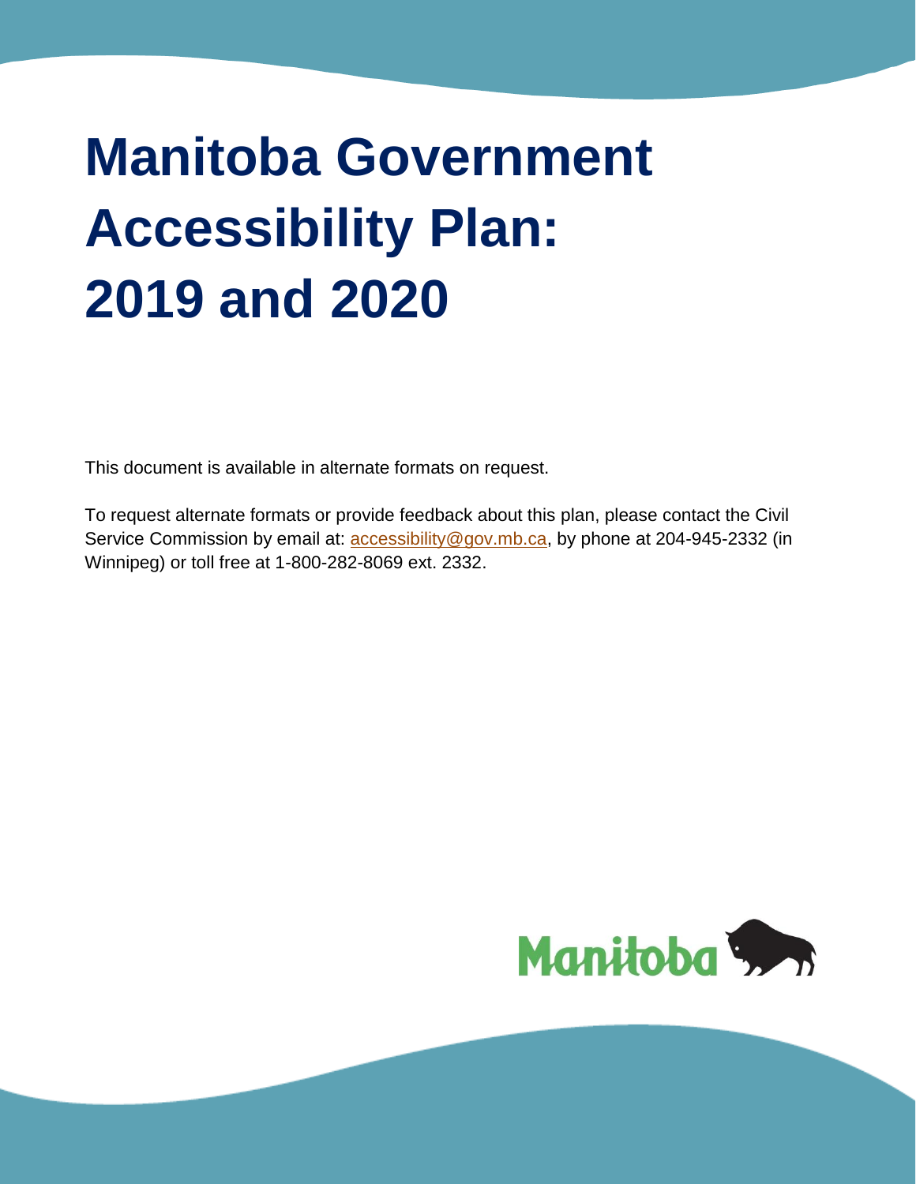# Manitoba Government Accessibility Plan: 2019 and 2020

This document is available in alternate formats on request.

To request alternate formats or provide feedback about this plan, please contact the Civil Service Commission by email at: accessibility@gov.mb.ca, by phone at 204-945-2332 (in Winnipeg) or toll free at 1-800-282-8069 ext. 2332.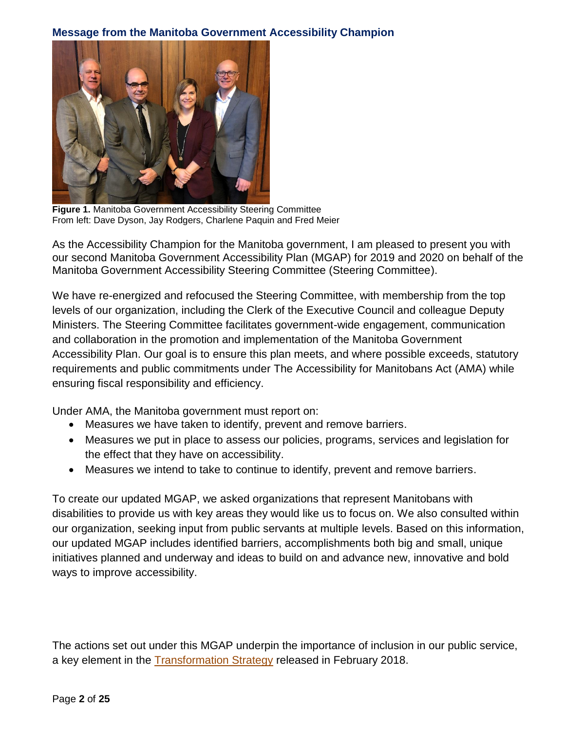## Message from the Manitoba Government Accessibility Champion

**Figure 1.** Manitoba Government Accessibility Steering Committee
From left: Dave Dyson, Jay Rodgers, Charlene Paquin and Fred Meier

As the Accessibility Champion for the Manitoba government, I am pleased to present you with our second Manitoba Government Accessibility Plan (MGAP) for 2019 and 2020 on behalf of the Manitoba Government Accessibility Steering Committee (Steering Committee).

We have re-energized and refocused the Steering Committee, with membership from the top levels of our organization, including the Clerk of the Executive Council and colleague Deputy Ministers. The Steering Committee facilitates government-wide engagement, communication and collaboration in the promotion and implementation of the Manitoba Government Accessibility Plan. Our goal is to ensure this plan meets, and where possible exceeds, statutory requirements and public commitments under The Accessibility for Manitobans Act (AMA) while ensuring fiscal responsibility and efficiency.

Under AMA, the Manitoba government must report on:

- Measures we have taken to identify, prevent and remove barriers.
- Measures we put in place to assess our policies, programs, services and legislation for the effect that they have on accessibility.
- Measures we intend to take to continue to identify, prevent and remove barriers.

To create our updated MGAP, we asked organizations that represent Manitobans with disabilities to provide us with key areas they would like us to focus on. We also consulted within our organization, seeking input from public servants at multiple levels. Based on this information, our updated MGAP includes identified barriers, accomplishments both big and small, unique initiatives planned and underway and ideas to build on and advance new, innovative and bold ways to improve accessibility.

The actions set out under this MGAP underpin the importance of inclusion in our public service, a key element in the [Transformation Strategy]() released in February 2018.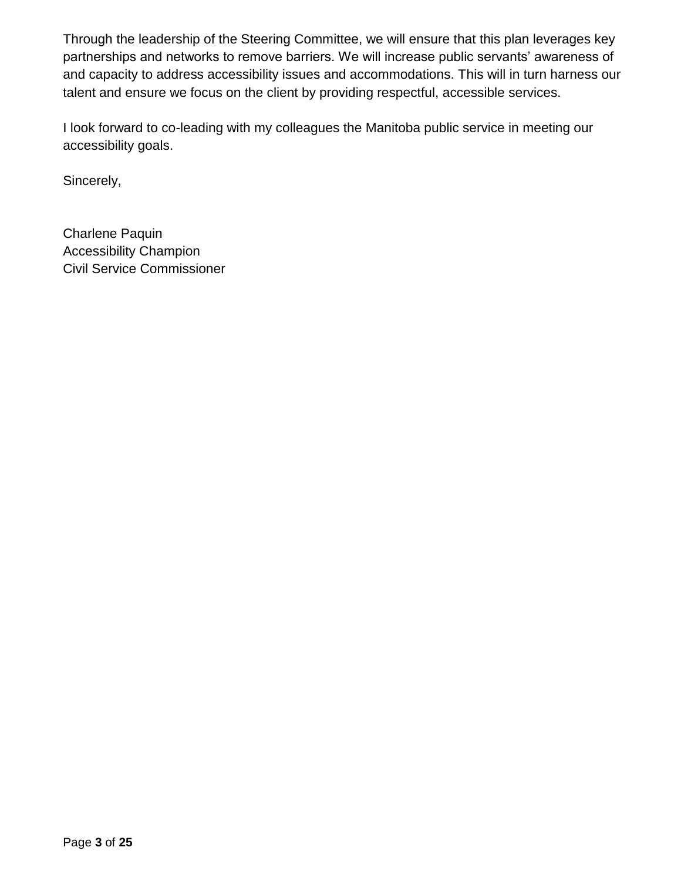Through the leadership of the Steering Committee, we will ensure that this plan leverages key partnerships and networks to remove barriers. We will increase public servants' awareness of and capacity to address accessibility issues and accommodations. This will in turn harness our talent and ensure we focus on the client by providing respectful, accessible services.

I look forward to co-leading with my colleagues the Manitoba public service in meeting our accessibility goals.

Sincerely,

Charlene Paquin
Accessibility Champion
Civil Service Commissioner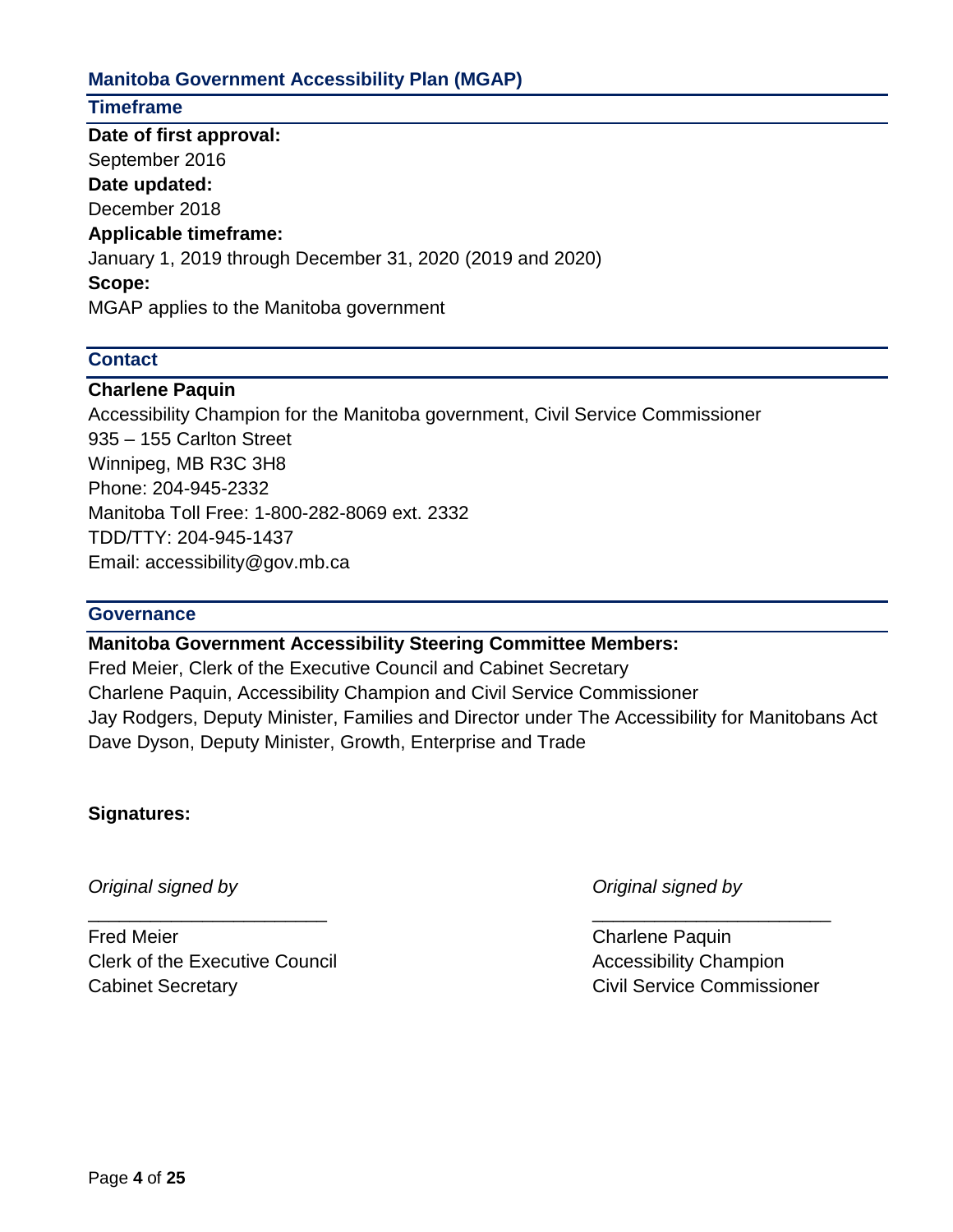## Manitoba Government Accessibility Plan (MGAP)

### Timeframe

**Date of first approval:**
September 2016

**Date updated:**
December 2018

**Applicable timeframe:**
January 1, 2019 through December 31, 2020 (2019 and 2020)

**Scope:**
MGAP applies to the Manitoba government

### Contact

**Charlene Paquin**
Accessibility Champion for the Manitoba government, Civil Service Commissioner
935 – 155 Carlton Street
Winnipeg, MB R3C 3H8
Phone: 204-945-2332
Manitoba Toll Free: 1-800-282-8069 ext. 2332
TDD/TTY: 204-945-1437
Email: accessibility@gov.mb.ca

### Governance

**Manitoba Government Accessibility Steering Committee Members:**
Fred Meier, Clerk of the Executive Council and Cabinet Secretary
Charlene Paquin, Accessibility Champion and Civil Service Commissioner
Jay Rodgers, Deputy Minister, Families and Director under The Accessibility for Manitobans Act
Dave Dyson, Deputy Minister, Growth, Enterprise and Trade

**Signatures:**

*Original signed by*

_______________________

Fred Meier
Clerk of the Executive Council
Cabinet Secretary

*Original signed by*

_______________________

Charlene Paquin
Accessibility Champion
Civil Service Commissioner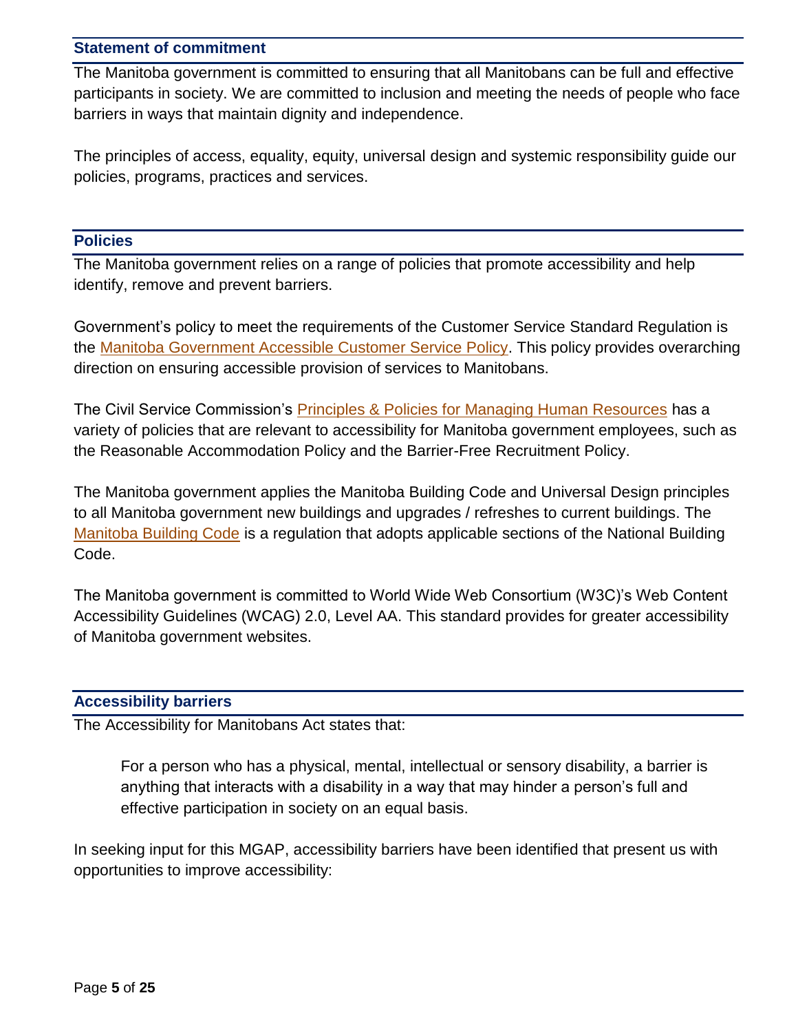## Statement of commitment

The Manitoba government is committed to ensuring that all Manitobans can be full and effective participants in society. We are committed to inclusion and meeting the needs of people who face barriers in ways that maintain dignity and independence.

The principles of access, equality, equity, universal design and systemic responsibility guide our policies, programs, practices and services.

## Policies

The Manitoba government relies on a range of policies that promote accessibility and help identify, remove and prevent barriers.

Government's policy to meet the requirements of the Customer Service Standard Regulation is the Manitoba Government Accessible Customer Service Policy. This policy provides overarching direction on ensuring accessible provision of services to Manitobans.

The Civil Service Commission's Principles & Policies for Managing Human Resources has a variety of policies that are relevant to accessibility for Manitoba government employees, such as the Reasonable Accommodation Policy and the Barrier-Free Recruitment Policy.

The Manitoba government applies the Manitoba Building Code and Universal Design principles to all Manitoba government new buildings and upgrades / refreshes to current buildings. The Manitoba Building Code is a regulation that adopts applicable sections of the National Building Code.

The Manitoba government is committed to World Wide Web Consortium (W3C)'s Web Content Accessibility Guidelines (WCAG) 2.0, Level AA. This standard provides for greater accessibility of Manitoba government websites.

## Accessibility barriers

The Accessibility for Manitobans Act states that:

> For a person who has a physical, mental, intellectual or sensory disability, a barrier is anything that interacts with a disability in a way that may hinder a person's full and effective participation in society on an equal basis.

In seeking input for this MGAP, accessibility barriers have been identified that present us with opportunities to improve accessibility: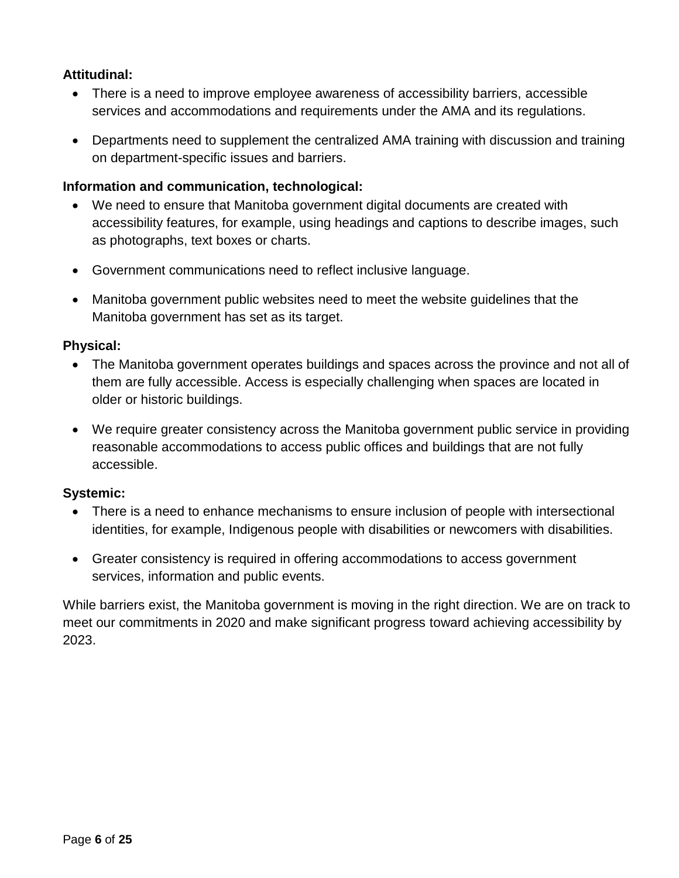**Attitudinal:**

- There is a need to improve employee awareness of accessibility barriers, accessible services and accommodations and requirements under the AMA and its regulations.
- Departments need to supplement the centralized AMA training with discussion and training on department-specific issues and barriers.

**Information and communication, technological:**

- We need to ensure that Manitoba government digital documents are created with accessibility features, for example, using headings and captions to describe images, such as photographs, text boxes or charts.
- Government communications need to reflect inclusive language.
- Manitoba government public websites need to meet the website guidelines that the Manitoba government has set as its target.

**Physical:**

- The Manitoba government operates buildings and spaces across the province and not all of them are fully accessible. Access is especially challenging when spaces are located in older or historic buildings.
- We require greater consistency across the Manitoba government public service in providing reasonable accommodations to access public offices and buildings that are not fully accessible.

**Systemic:**

- There is a need to enhance mechanisms to ensure inclusion of people with intersectional identities, for example, Indigenous people with disabilities or newcomers with disabilities.
- Greater consistency is required in offering accommodations to access government services, information and public events.

While barriers exist, the Manitoba government is moving in the right direction. We are on track to meet our commitments in 2020 and make significant progress toward achieving accessibility by 2023.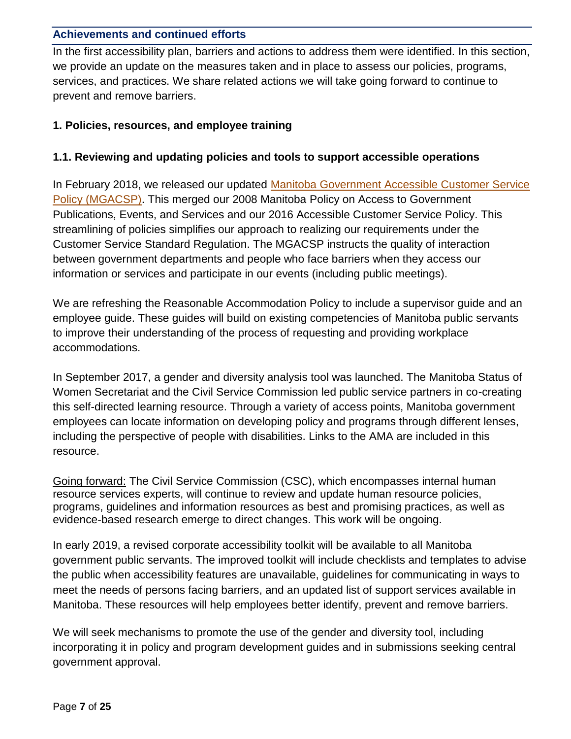## Achievements and continued efforts

In the first accessibility plan, barriers and actions to address them were identified. In this section, we provide an update on the measures taken and in place to assess our policies, programs, services, and practices. We share related actions we will take going forward to continue to prevent and remove barriers.

### 1. Policies, resources, and employee training

#### 1.1. Reviewing and updating policies and tools to support accessible operations

In February 2018, we released our updated Manitoba Government Accessible Customer Service Policy (MGACSP). This merged our 2008 Manitoba Policy on Access to Government Publications, Events, and Services and our 2016 Accessible Customer Service Policy. This streamlining of policies simplifies our approach to realizing our requirements under the Customer Service Standard Regulation. The MGACSP instructs the quality of interaction between government departments and people who face barriers when they access our information or services and participate in our events (including public meetings).

We are refreshing the Reasonable Accommodation Policy to include a supervisor guide and an employee guide. These guides will build on existing competencies of Manitoba public servants to improve their understanding of the process of requesting and providing workplace accommodations.

In September 2017, a gender and diversity analysis tool was launched. The Manitoba Status of Women Secretariat and the Civil Service Commission led public service partners in co-creating this self-directed learning resource. Through a variety of access points, Manitoba government employees can locate information on developing policy and programs through different lenses, including the perspective of people with disabilities. Links to the AMA are included in this resource.

Going forward: The Civil Service Commission (CSC), which encompasses internal human resource services experts, will continue to review and update human resource policies, programs, guidelines and information resources as best and promising practices, as well as evidence-based research emerge to direct changes. This work will be ongoing.

In early 2019, a revised corporate accessibility toolkit will be available to all Manitoba government public servants. The improved toolkit will include checklists and templates to advise the public when accessibility features are unavailable, guidelines for communicating in ways to meet the needs of persons facing barriers, and an updated list of support services available in Manitoba. These resources will help employees better identify, prevent and remove barriers.

We will seek mechanisms to promote the use of the gender and diversity tool, including incorporating it in policy and program development guides and in submissions seeking central government approval.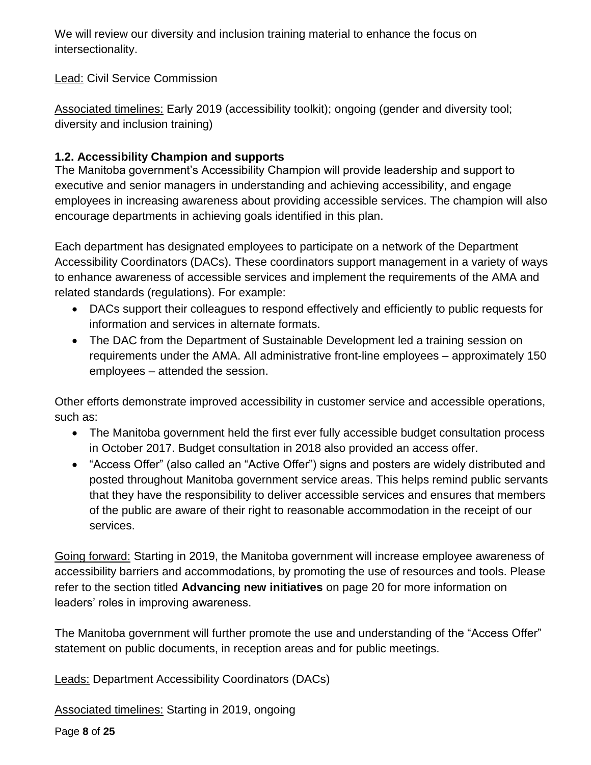We will review our diversity and inclusion training material to enhance the focus on intersectionality.

Lead: Civil Service Commission

Associated timelines: Early 2019 (accessibility toolkit); ongoing (gender and diversity tool; diversity and inclusion training)

### 1.2. Accessibility Champion and supports

The Manitoba government's Accessibility Champion will provide leadership and support to executive and senior managers in understanding and achieving accessibility, and engage employees in increasing awareness about providing accessible services. The champion will also encourage departments in achieving goals identified in this plan.

Each department has designated employees to participate on a network of the Department Accessibility Coordinators (DACs). These coordinators support management in a variety of ways to enhance awareness of accessible services and implement the requirements of the AMA and related standards (regulations). For example:

- DACs support their colleagues to respond effectively and efficiently to public requests for information and services in alternate formats.
- The DAC from the Department of Sustainable Development led a training session on requirements under the AMA. All administrative front-line employees – approximately 150 employees – attended the session.

Other efforts demonstrate improved accessibility in customer service and accessible operations, such as:

- The Manitoba government held the first ever fully accessible budget consultation process in October 2017. Budget consultation in 2018 also provided an access offer.
- "Access Offer" (also called an "Active Offer") signs and posters are widely distributed and posted throughout Manitoba government service areas. This helps remind public servants that they have the responsibility to deliver accessible services and ensures that members of the public are aware of their right to reasonable accommodation in the receipt of our services.

Going forward: Starting in 2019, the Manitoba government will increase employee awareness of accessibility barriers and accommodations, by promoting the use of resources and tools. Please refer to the section titled **Advancing new initiatives** on page 20 for more information on leaders' roles in improving awareness.

The Manitoba government will further promote the use and understanding of the "Access Offer" statement on public documents, in reception areas and for public meetings.

Leads: Department Accessibility Coordinators (DACs)

Associated timelines: Starting in 2019, ongoing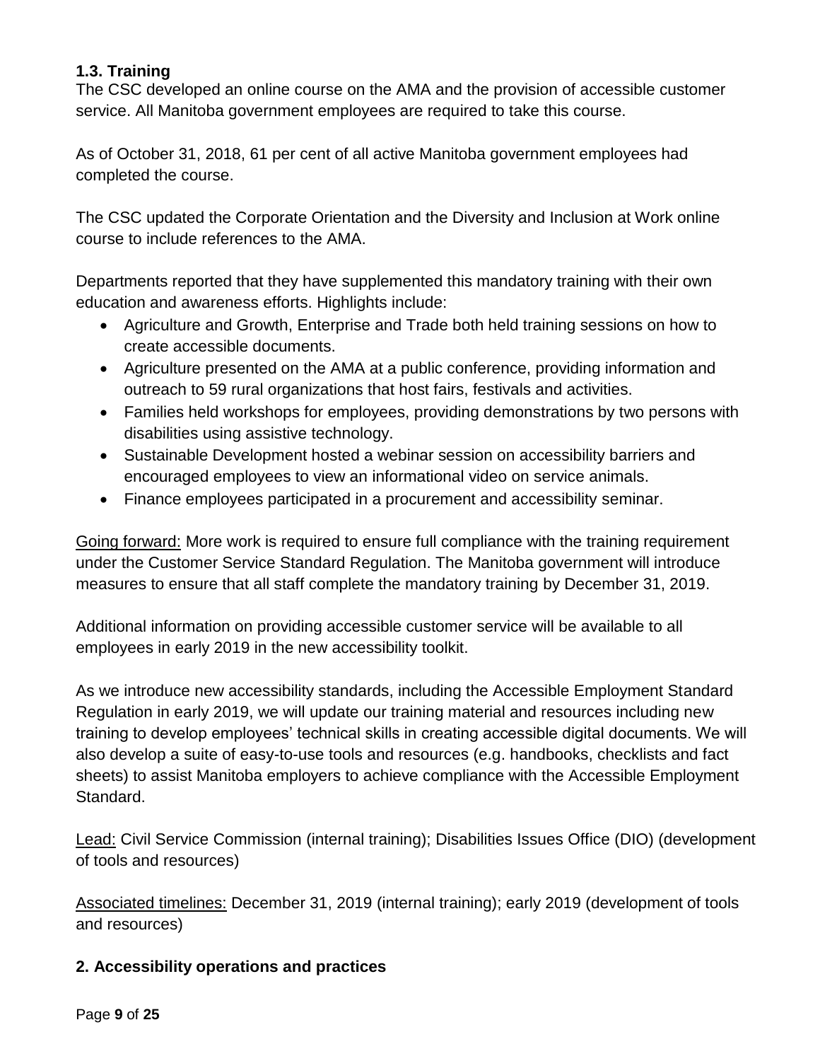### 1.3. Training

The CSC developed an online course on the AMA and the provision of accessible customer service. All Manitoba government employees are required to take this course.

As of October 31, 2018, 61 per cent of all active Manitoba government employees had completed the course.

The CSC updated the Corporate Orientation and the Diversity and Inclusion at Work online course to include references to the AMA.

Departments reported that they have supplemented this mandatory training with their own education and awareness efforts. Highlights include:

- Agriculture and Growth, Enterprise and Trade both held training sessions on how to create accessible documents.
- Agriculture presented on the AMA at a public conference, providing information and outreach to 59 rural organizations that host fairs, festivals and activities.
- Families held workshops for employees, providing demonstrations by two persons with disabilities using assistive technology.
- Sustainable Development hosted a webinar session on accessibility barriers and encouraged employees to view an informational video on service animals.
- Finance employees participated in a procurement and accessibility seminar.

<u>Going forward:</u> More work is required to ensure full compliance with the training requirement under the Customer Service Standard Regulation. The Manitoba government will introduce measures to ensure that all staff complete the mandatory training by December 31, 2019.

Additional information on providing accessible customer service will be available to all employees in early 2019 in the new accessibility toolkit.

As we introduce new accessibility standards, including the Accessible Employment Standard Regulation in early 2019, we will update our training material and resources including new training to develop employees' technical skills in creating accessible digital documents. We will also develop a suite of easy-to-use tools and resources (e.g. handbooks, checklists and fact sheets) to assist Manitoba employers to achieve compliance with the Accessible Employment Standard.

<u>Lead:</u> Civil Service Commission (internal training); Disabilities Issues Office (DIO) (development of tools and resources)

<u>Associated timelines:</u> December 31, 2019 (internal training); early 2019 (development of tools and resources)

## 2. Accessibility operations and practices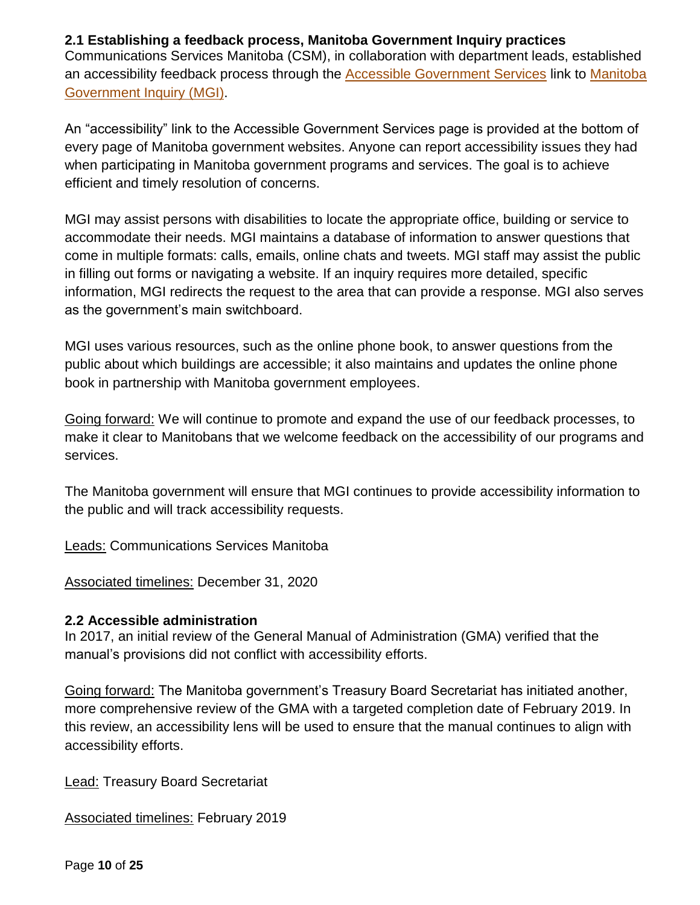### 2.1 Establishing a feedback process, Manitoba Government Inquiry practices

Communications Services Manitoba (CSM), in collaboration with department leads, established an accessibility feedback process through the [Accessible Government Services] link to [Manitoba Government Inquiry (MGI)].

An "accessibility" link to the Accessible Government Services page is provided at the bottom of every page of Manitoba government websites. Anyone can report accessibility issues they had when participating in Manitoba government programs and services. The goal is to achieve efficient and timely resolution of concerns.

MGI may assist persons with disabilities to locate the appropriate office, building or service to accommodate their needs. MGI maintains a database of information to answer questions that come in multiple formats: calls, emails, online chats and tweets. MGI staff may assist the public in filling out forms or navigating a website. If an inquiry requires more detailed, specific information, MGI redirects the request to the area that can provide a response. MGI also serves as the government's main switchboard.

MGI uses various resources, such as the online phone book, to answer questions from the public about which buildings are accessible; it also maintains and updates the online phone book in partnership with Manitoba government employees.

Going forward: We will continue to promote and expand the use of our feedback processes, to make it clear to Manitobans that we welcome feedback on the accessibility of our programs and services.

The Manitoba government will ensure that MGI continues to provide accessibility information to the public and will track accessibility requests.

Leads: Communications Services Manitoba

Associated timelines: December 31, 2020

### 2.2 Accessible administration

In 2017, an initial review of the General Manual of Administration (GMA) verified that the manual's provisions did not conflict with accessibility efforts.

Going forward: The Manitoba government's Treasury Board Secretariat has initiated another, more comprehensive review of the GMA with a targeted completion date of February 2019. In this review, an accessibility lens will be used to ensure that the manual continues to align with accessibility efforts.

Lead: Treasury Board Secretariat

Associated timelines: February 2019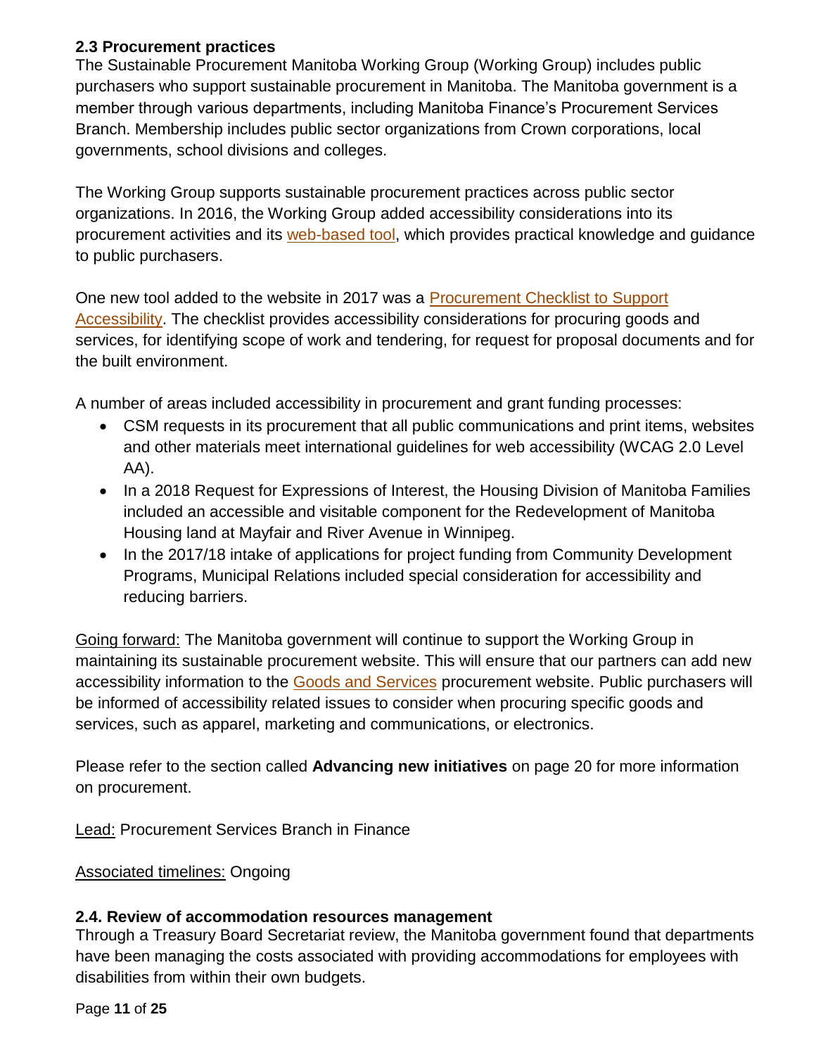### 2.3 Procurement practices

The Sustainable Procurement Manitoba Working Group (Working Group) includes public purchasers who support sustainable procurement in Manitoba. The Manitoba government is a member through various departments, including Manitoba Finance's Procurement Services Branch. Membership includes public sector organizations from Crown corporations, local governments, school divisions and colleges.

The Working Group supports sustainable procurement practices across public sector organizations. In 2016, the Working Group added accessibility considerations into its procurement activities and its web-based tool, which provides practical knowledge and guidance to public purchasers.

One new tool added to the website in 2017 was a Procurement Checklist to Support Accessibility. The checklist provides accessibility considerations for procuring goods and services, for identifying scope of work and tendering, for request for proposal documents and for the built environment.

A number of areas included accessibility in procurement and grant funding processes:

- CSM requests in its procurement that all public communications and print items, websites and other materials meet international guidelines for web accessibility (WCAG 2.0 Level AA).
- In a 2018 Request for Expressions of Interest, the Housing Division of Manitoba Families included an accessible and visitable component for the Redevelopment of Manitoba Housing land at Mayfair and River Avenue in Winnipeg.
- In the 2017/18 intake of applications for project funding from Community Development Programs, Municipal Relations included special consideration for accessibility and reducing barriers.

Going forward: The Manitoba government will continue to support the Working Group in maintaining its sustainable procurement website. This will ensure that our partners can add new accessibility information to the Goods and Services procurement website. Public purchasers will be informed of accessibility related issues to consider when procuring specific goods and services, such as apparel, marketing and communications, or electronics.

Please refer to the section called **Advancing new initiatives** on page 20 for more information on procurement.

Lead: Procurement Services Branch in Finance

Associated timelines: Ongoing

### 2.4. Review of accommodation resources management

Through a Treasury Board Secretariat review, the Manitoba government found that departments have been managing the costs associated with providing accommodations for employees with disabilities from within their own budgets.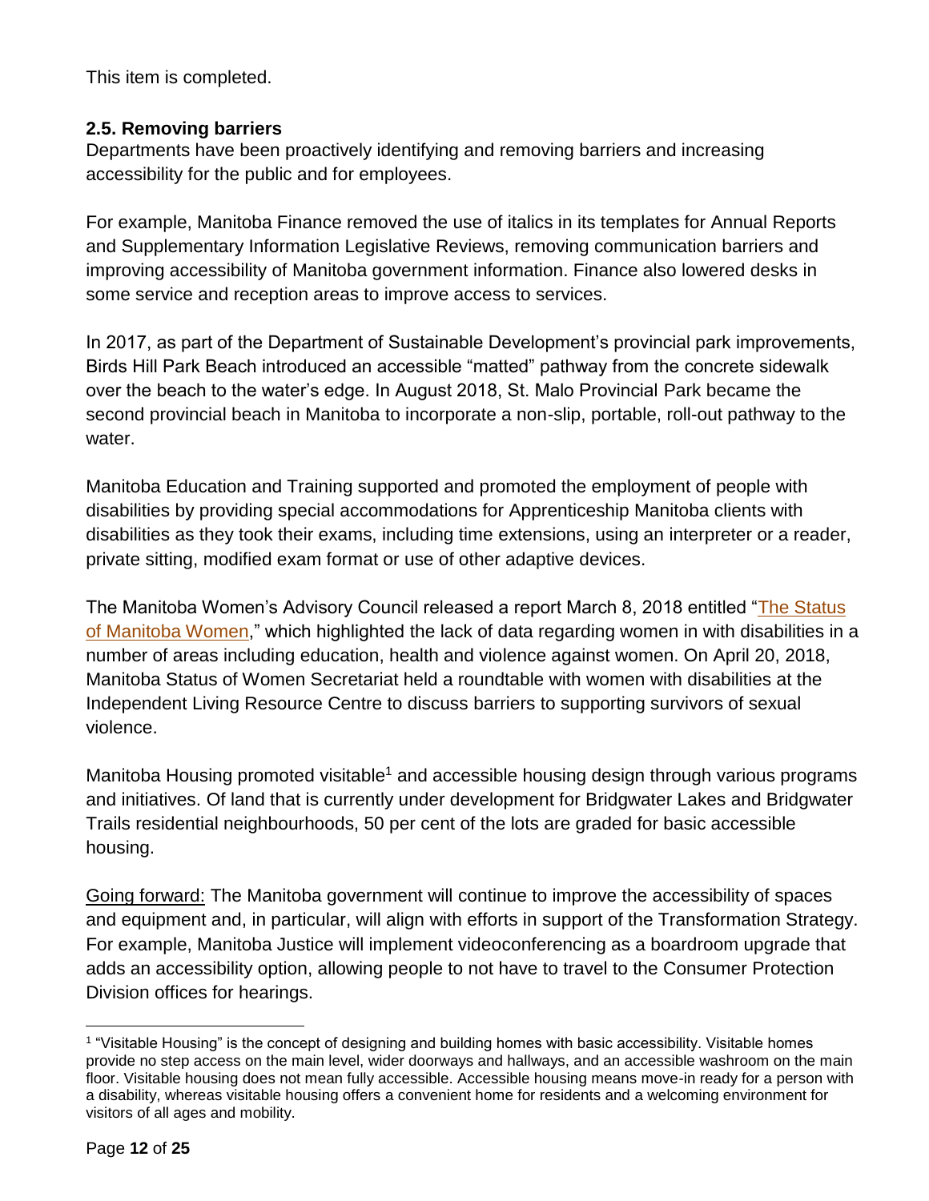This item is completed.

**2.5. Removing barriers**

Departments have been proactively identifying and removing barriers and increasing accessibility for the public and for employees.

For example, Manitoba Finance removed the use of italics in its templates for Annual Reports and Supplementary Information Legislative Reviews, removing communication barriers and improving accessibility of Manitoba government information. Finance also lowered desks in some service and reception areas to improve access to services.

In 2017, as part of the Department of Sustainable Development's provincial park improvements, Birds Hill Park Beach introduced an accessible "matted" pathway from the concrete sidewalk over the beach to the water's edge. In August 2018, St. Malo Provincial Park became the second provincial beach in Manitoba to incorporate a non-slip, portable, roll-out pathway to the water.

Manitoba Education and Training supported and promoted the employment of people with disabilities by providing special accommodations for Apprenticeship Manitoba clients with disabilities as they took their exams, including time extensions, using an interpreter or a reader, private sitting, modified exam format or use of other adaptive devices.

The Manitoba Women's Advisory Council released a report March 8, 2018 entitled "The Status of Manitoba Women," which highlighted the lack of data regarding women in with disabilities in a number of areas including education, health and violence against women. On April 20, 2018, Manitoba Status of Women Secretariat held a roundtable with women with disabilities at the Independent Living Resource Centre to discuss barriers to supporting survivors of sexual violence.

Manitoba Housing promoted visitable[1] and accessible housing design through various programs and initiatives. Of land that is currently under development for Bridgwater Lakes and Bridgwater Trails residential neighbourhoods, 50 per cent of the lots are graded for basic accessible housing.

Going forward: The Manitoba government will continue to improve the accessibility of spaces and equipment and, in particular, will align with efforts in support of the Transformation Strategy. For example, Manitoba Justice will implement videoconferencing as a boardroom upgrade that adds an accessibility option, allowing people to not have to travel to the Consumer Protection Division offices for hearings.

---

[1] "Visitable Housing" is the concept of designing and building homes with basic accessibility. Visitable homes provide no step access on the main level, wider doorways and hallways, and an accessible washroom on the main floor. Visitable housing does not mean fully accessible. Accessible housing means move-in ready for a person with a disability, whereas visitable housing offers a convenient home for residents and a welcoming environment for visitors of all ages and mobility.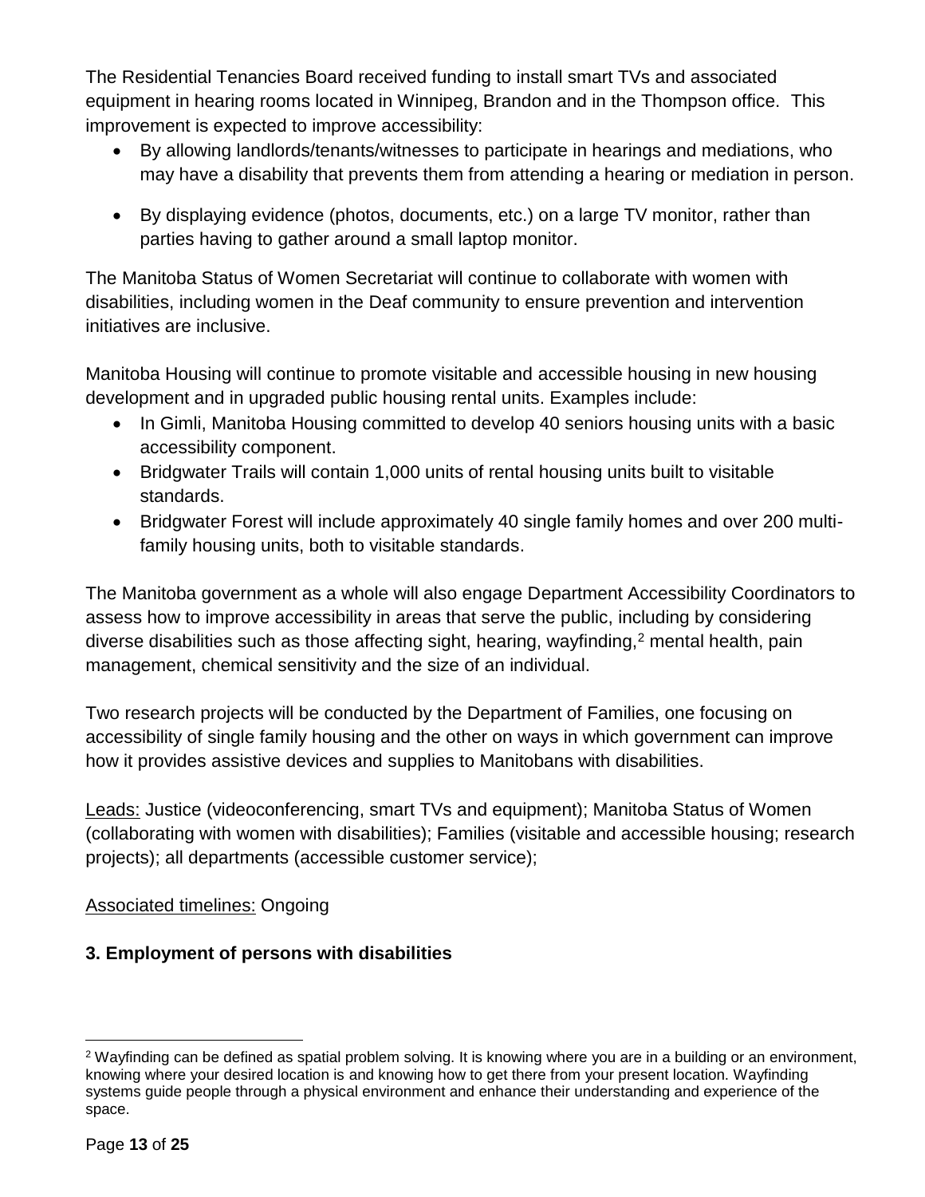The Residential Tenancies Board received funding to install smart TVs and associated equipment in hearing rooms located in Winnipeg, Brandon and in the Thompson office. This improvement is expected to improve accessibility:

- By allowing landlords/tenants/witnesses to participate in hearings and mediations, who may have a disability that prevents them from attending a hearing or mediation in person.
- By displaying evidence (photos, documents, etc.) on a large TV monitor, rather than parties having to gather around a small laptop monitor.

The Manitoba Status of Women Secretariat will continue to collaborate with women with disabilities, including women in the Deaf community to ensure prevention and intervention initiatives are inclusive.

Manitoba Housing will continue to promote visitable and accessible housing in new housing development and in upgraded public housing rental units. Examples include:

- In Gimli, Manitoba Housing committed to develop 40 seniors housing units with a basic accessibility component.
- Bridgwater Trails will contain 1,000 units of rental housing units built to visitable standards.
- Bridgwater Forest will include approximately 40 single family homes and over 200 multi-family housing units, both to visitable standards.

The Manitoba government as a whole will also engage Department Accessibility Coordinators to assess how to improve accessibility in areas that serve the public, including by considering diverse disabilities such as those affecting sight, hearing, wayfinding,[2] mental health, pain management, chemical sensitivity and the size of an individual.

Two research projects will be conducted by the Department of Families, one focusing on accessibility of single family housing and the other on ways in which government can improve how it provides assistive devices and supplies to Manitobans with disabilities.

Leads: Justice (videoconferencing, smart TVs and equipment); Manitoba Status of Women (collaborating with women with disabilities); Families (visitable and accessible housing; research projects); all departments (accessible customer service);

Associated timelines: Ongoing

### 3. Employment of persons with disabilities

[2] Wayfinding can be defined as spatial problem solving. It is knowing where you are in a building or an environment, knowing where your desired location is and knowing how to get there from your present location. Wayfinding systems guide people through a physical environment and enhance their understanding and experience of the space.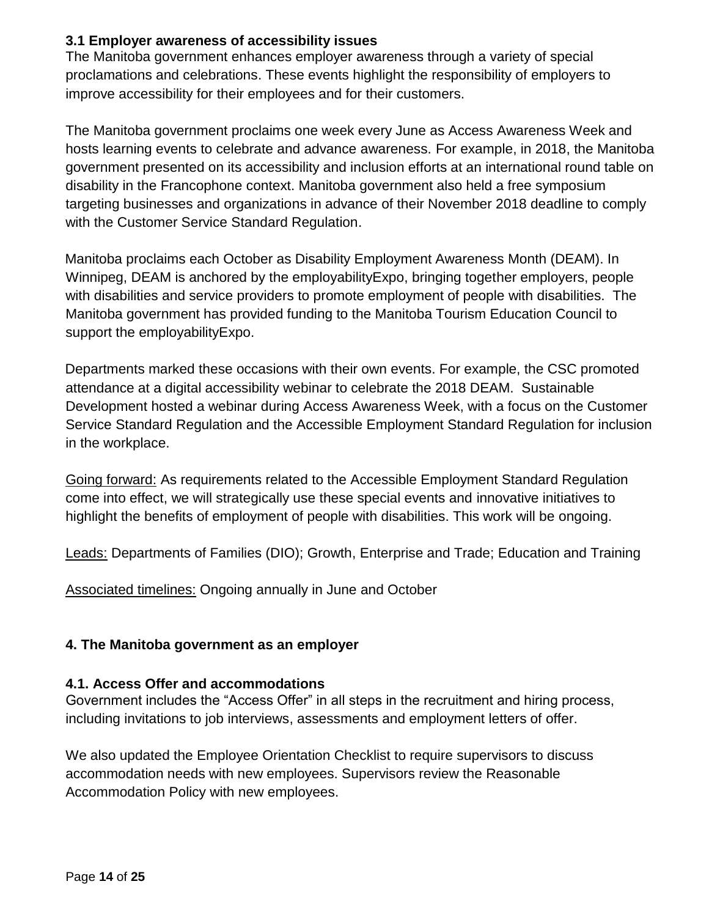### 3.1 Employer awareness of accessibility issues

The Manitoba government enhances employer awareness through a variety of special proclamations and celebrations. These events highlight the responsibility of employers to improve accessibility for their employees and for their customers.

The Manitoba government proclaims one week every June as Access Awareness Week and hosts learning events to celebrate and advance awareness. For example, in 2018, the Manitoba government presented on its accessibility and inclusion efforts at an international round table on disability in the Francophone context. Manitoba government also held a free symposium targeting businesses and organizations in advance of their November 2018 deadline to comply with the Customer Service Standard Regulation.

Manitoba proclaims each October as Disability Employment Awareness Month (DEAM). In Winnipeg, DEAM is anchored by the employabilityExpo, bringing together employers, people with disabilities and service providers to promote employment of people with disabilities. The Manitoba government has provided funding to the Manitoba Tourism Education Council to support the employabilityExpo.

Departments marked these occasions with their own events. For example, the CSC promoted attendance at a digital accessibility webinar to celebrate the 2018 DEAM. Sustainable Development hosted a webinar during Access Awareness Week, with a focus on the Customer Service Standard Regulation and the Accessible Employment Standard Regulation for inclusion in the workplace.

Going forward: As requirements related to the Accessible Employment Standard Regulation come into effect, we will strategically use these special events and innovative initiatives to highlight the benefits of employment of people with disabilities. This work will be ongoing.

Leads: Departments of Families (DIO); Growth, Enterprise and Trade; Education and Training

Associated timelines: Ongoing annually in June and October

## 4. The Manitoba government as an employer

### 4.1. Access Offer and accommodations

Government includes the "Access Offer" in all steps in the recruitment and hiring process, including invitations to job interviews, assessments and employment letters of offer.

We also updated the Employee Orientation Checklist to require supervisors to discuss accommodation needs with new employees. Supervisors review the Reasonable Accommodation Policy with new employees.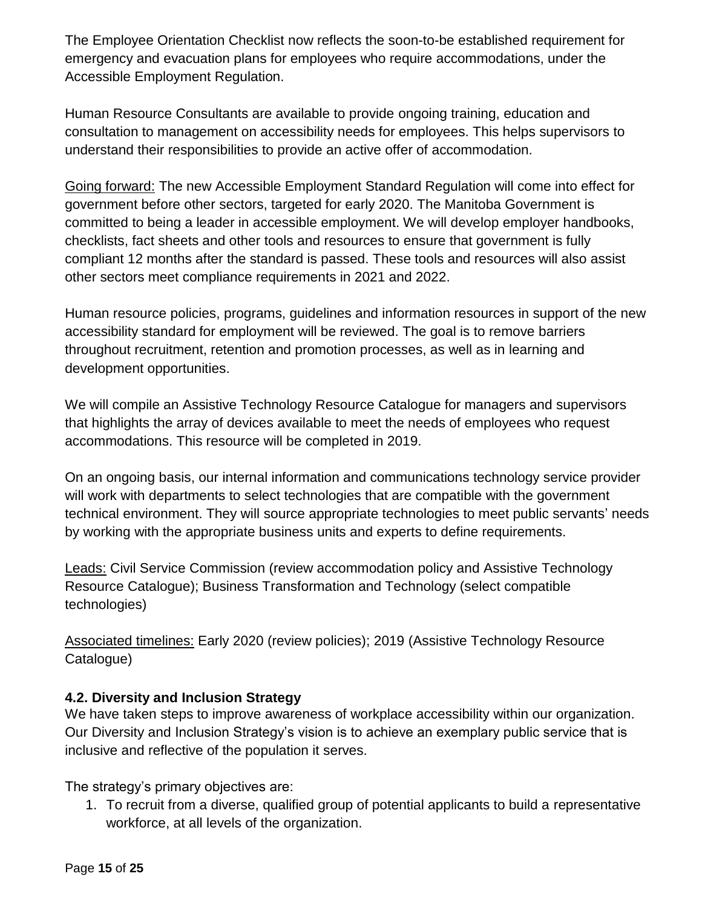The Employee Orientation Checklist now reflects the soon-to-be established requirement for emergency and evacuation plans for employees who require accommodations, under the Accessible Employment Regulation.

Human Resource Consultants are available to provide ongoing training, education and consultation to management on accessibility needs for employees. This helps supervisors to understand their responsibilities to provide an active offer of accommodation.

Going forward: The new Accessible Employment Standard Regulation will come into effect for government before other sectors, targeted for early 2020. The Manitoba Government is committed to being a leader in accessible employment. We will develop employer handbooks, checklists, fact sheets and other tools and resources to ensure that government is fully compliant 12 months after the standard is passed. These tools and resources will also assist other sectors meet compliance requirements in 2021 and 2022.

Human resource policies, programs, guidelines and information resources in support of the new accessibility standard for employment will be reviewed. The goal is to remove barriers throughout recruitment, retention and promotion processes, as well as in learning and development opportunities.

We will compile an Assistive Technology Resource Catalogue for managers and supervisors that highlights the array of devices available to meet the needs of employees who request accommodations. This resource will be completed in 2019.

On an ongoing basis, our internal information and communications technology service provider will work with departments to select technologies that are compatible with the government technical environment. They will source appropriate technologies to meet public servants' needs by working with the appropriate business units and experts to define requirements.

Leads: Civil Service Commission (review accommodation policy and Assistive Technology Resource Catalogue); Business Transformation and Technology (select compatible technologies)

Associated timelines: Early 2020 (review policies); 2019 (Assistive Technology Resource Catalogue)

### 4.2. Diversity and Inclusion Strategy

We have taken steps to improve awareness of workplace accessibility within our organization. Our Diversity and Inclusion Strategy's vision is to achieve an exemplary public service that is inclusive and reflective of the population it serves.

The strategy's primary objectives are:

1. To recruit from a diverse, qualified group of potential applicants to build a representative workforce, at all levels of the organization.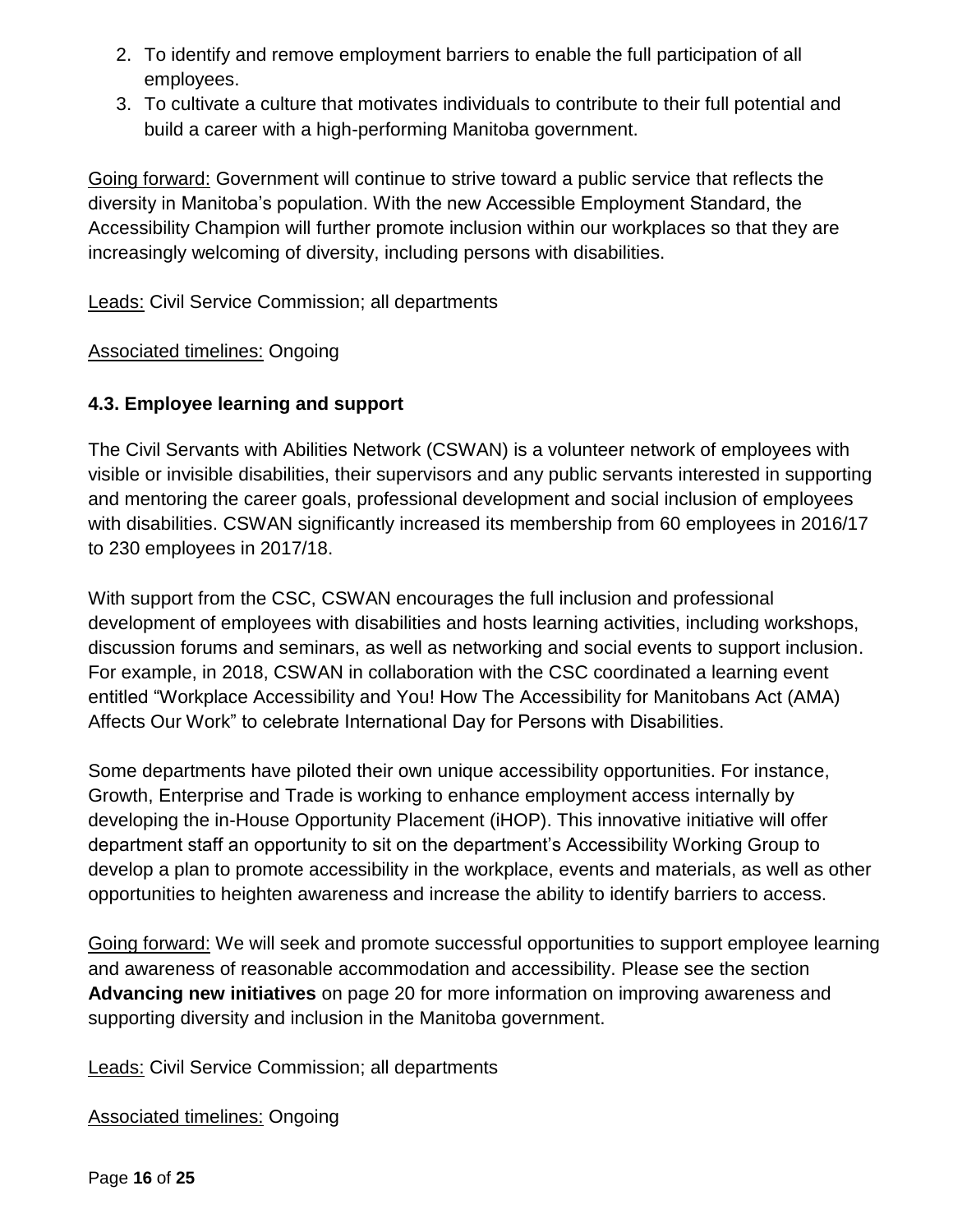2. To identify and remove employment barriers to enable the full participation of all employees.
3. To cultivate a culture that motivates individuals to contribute to their full potential and build a career with a high-performing Manitoba government.

Going forward: Government will continue to strive toward a public service that reflects the diversity in Manitoba's population. With the new Accessible Employment Standard, the Accessibility Champion will further promote inclusion within our workplaces so that they are increasingly welcoming of diversity, including persons with disabilities.

Leads: Civil Service Commission; all departments

Associated timelines: Ongoing

### 4.3. Employee learning and support

The Civil Servants with Abilities Network (CSWAN) is a volunteer network of employees with visible or invisible disabilities, their supervisors and any public servants interested in supporting and mentoring the career goals, professional development and social inclusion of employees with disabilities. CSWAN significantly increased its membership from 60 employees in 2016/17 to 230 employees in 2017/18.

With support from the CSC, CSWAN encourages the full inclusion and professional development of employees with disabilities and hosts learning activities, including workshops, discussion forums and seminars, as well as networking and social events to support inclusion. For example, in 2018, CSWAN in collaboration with the CSC coordinated a learning event entitled "Workplace Accessibility and You! How The Accessibility for Manitobans Act (AMA) Affects Our Work" to celebrate International Day for Persons with Disabilities.

Some departments have piloted their own unique accessibility opportunities. For instance, Growth, Enterprise and Trade is working to enhance employment access internally by developing the in-House Opportunity Placement (iHOP). This innovative initiative will offer department staff an opportunity to sit on the department's Accessibility Working Group to develop a plan to promote accessibility in the workplace, events and materials, as well as other opportunities to heighten awareness and increase the ability to identify barriers to access.

Going forward: We will seek and promote successful opportunities to support employee learning and awareness of reasonable accommodation and accessibility. Please see the section **Advancing new initiatives** on page 20 for more information on improving awareness and supporting diversity and inclusion in the Manitoba government.

Leads: Civil Service Commission; all departments

Associated timelines: Ongoing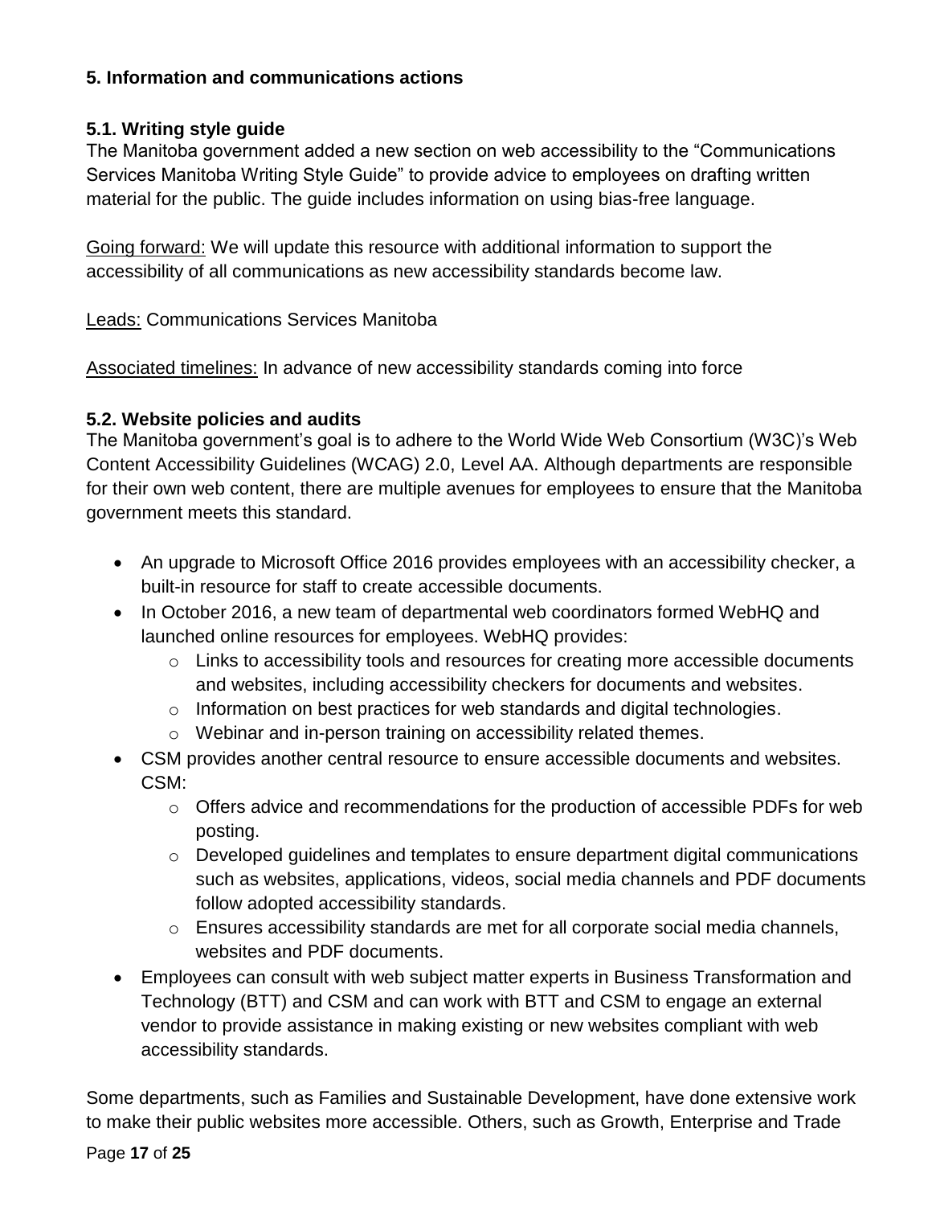## 5. Information and communications actions

### 5.1. Writing style guide

The Manitoba government added a new section on web accessibility to the "Communications Services Manitoba Writing Style Guide" to provide advice to employees on drafting written material for the public. The guide includes information on using bias-free language.

Going forward: We will update this resource with additional information to support the accessibility of all communications as new accessibility standards become law.

Leads: Communications Services Manitoba

Associated timelines: In advance of new accessibility standards coming into force

### 5.2. Website policies and audits

The Manitoba government's goal is to adhere to the World Wide Web Consortium (W3C)'s Web Content Accessibility Guidelines (WCAG) 2.0, Level AA. Although departments are responsible for their own web content, there are multiple avenues for employees to ensure that the Manitoba government meets this standard.

- An upgrade to Microsoft Office 2016 provides employees with an accessibility checker, a built-in resource for staff to create accessible documents.
- In October 2016, a new team of departmental web coordinators formed WebHQ and launched online resources for employees. WebHQ provides:
  - Links to accessibility tools and resources for creating more accessible documents and websites, including accessibility checkers for documents and websites.
  - Information on best practices for web standards and digital technologies.
  - Webinar and in-person training on accessibility related themes.
- CSM provides another central resource to ensure accessible documents and websites. CSM:
  - Offers advice and recommendations for the production of accessible PDFs for web posting.
  - Developed guidelines and templates to ensure department digital communications such as websites, applications, videos, social media channels and PDF documents follow adopted accessibility standards.
  - Ensures accessibility standards are met for all corporate social media channels, websites and PDF documents.
- Employees can consult with web subject matter experts in Business Transformation and Technology (BTT) and CSM and can work with BTT and CSM to engage an external vendor to provide assistance in making existing or new websites compliant with web accessibility standards.

Some departments, such as Families and Sustainable Development, have done extensive work to make their public websites more accessible. Others, such as Growth, Enterprise and Trade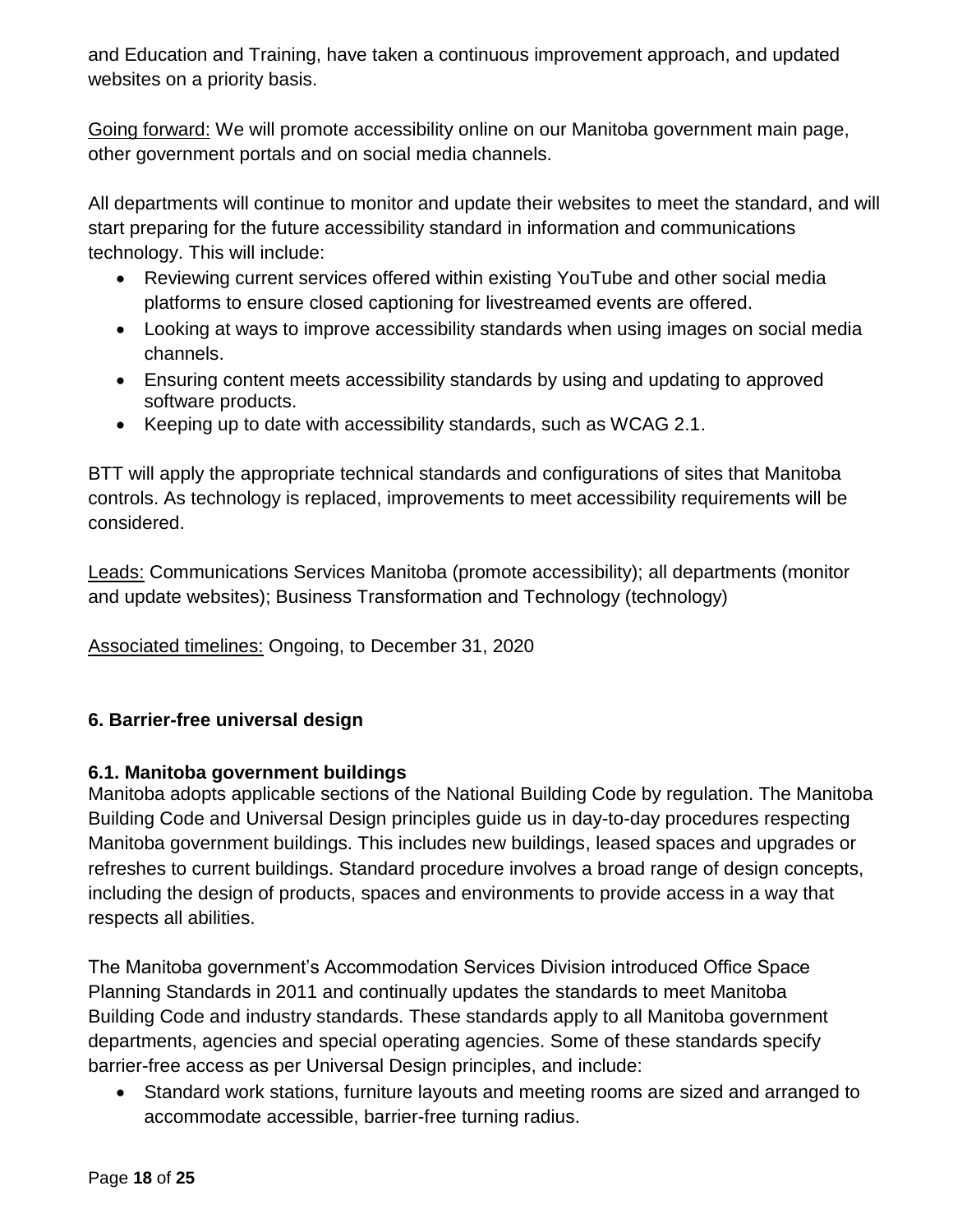and Education and Training, have taken a continuous improvement approach, and updated websites on a priority basis.

Going forward: We will promote accessibility online on our Manitoba government main page, other government portals and on social media channels.

All departments will continue to monitor and update their websites to meet the standard, and will start preparing for the future accessibility standard in information and communications technology. This will include:

- Reviewing current services offered within existing YouTube and other social media platforms to ensure closed captioning for livestreamed events are offered.
- Looking at ways to improve accessibility standards when using images on social media channels.
- Ensuring content meets accessibility standards by using and updating to approved software products.
- Keeping up to date with accessibility standards, such as WCAG 2.1.

BTT will apply the appropriate technical standards and configurations of sites that Manitoba controls. As technology is replaced, improvements to meet accessibility requirements will be considered.

Leads: Communications Services Manitoba (promote accessibility); all departments (monitor and update websites); Business Transformation and Technology (technology)

Associated timelines: Ongoing, to December 31, 2020

## 6. Barrier-free universal design

### 6.1. Manitoba government buildings

Manitoba adopts applicable sections of the National Building Code by regulation. The Manitoba Building Code and Universal Design principles guide us in day-to-day procedures respecting Manitoba government buildings. This includes new buildings, leased spaces and upgrades or refreshes to current buildings. Standard procedure involves a broad range of design concepts, including the design of products, spaces and environments to provide access in a way that respects all abilities.

The Manitoba government's Accommodation Services Division introduced Office Space Planning Standards in 2011 and continually updates the standards to meet Manitoba Building Code and industry standards. These standards apply to all Manitoba government departments, agencies and special operating agencies. Some of these standards specify barrier-free access as per Universal Design principles, and include:

- Standard work stations, furniture layouts and meeting rooms are sized and arranged to accommodate accessible, barrier-free turning radius.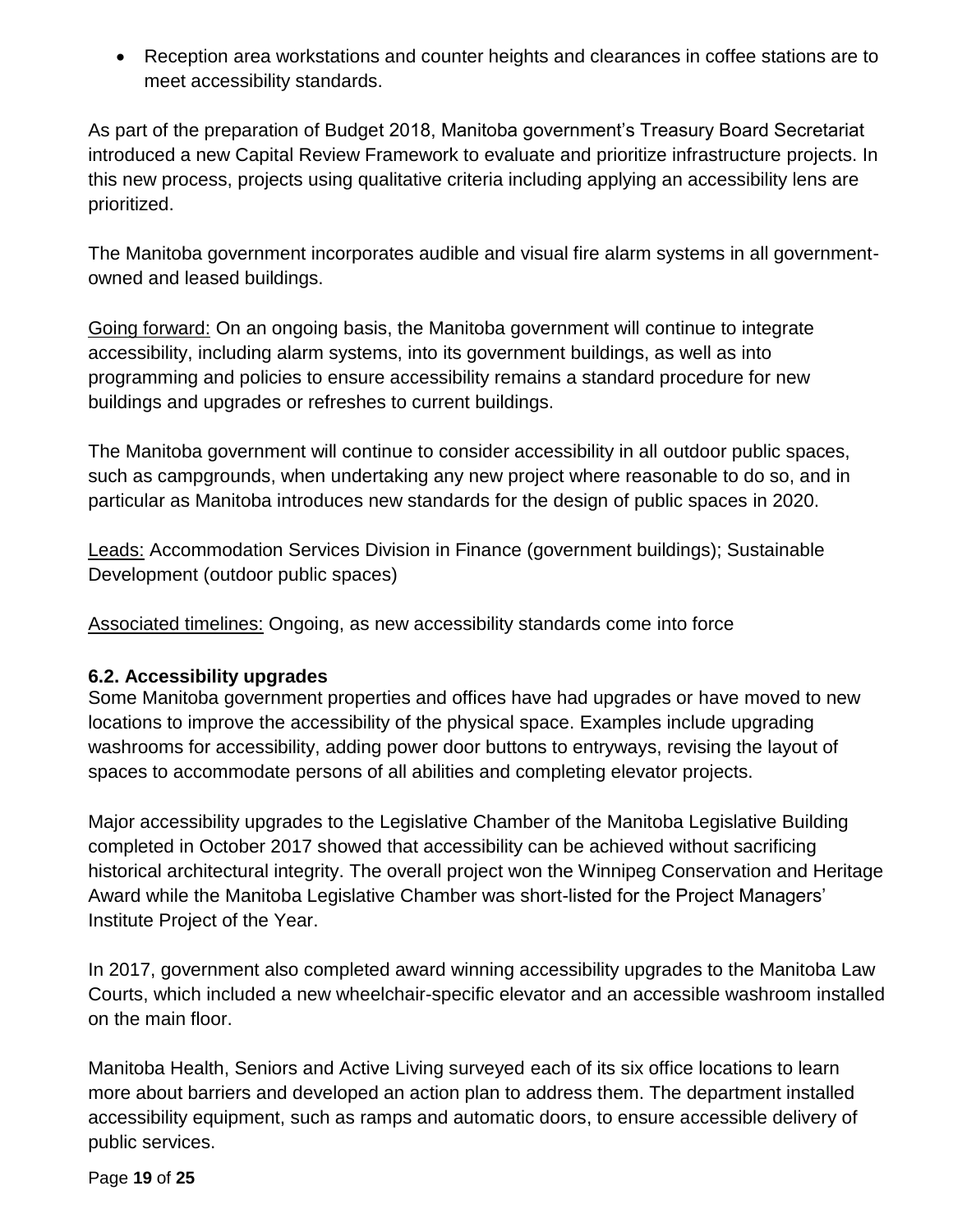- Reception area workstations and counter heights and clearances in coffee stations are to meet accessibility standards.

As part of the preparation of Budget 2018, Manitoba government's Treasury Board Secretariat introduced a new Capital Review Framework to evaluate and prioritize infrastructure projects. In this new process, projects using qualitative criteria including applying an accessibility lens are prioritized.

The Manitoba government incorporates audible and visual fire alarm systems in all government-owned and leased buildings.

Going forward: On an ongoing basis, the Manitoba government will continue to integrate accessibility, including alarm systems, into its government buildings, as well as into programming and policies to ensure accessibility remains a standard procedure for new buildings and upgrades or refreshes to current buildings.

The Manitoba government will continue to consider accessibility in all outdoor public spaces, such as campgrounds, when undertaking any new project where reasonable to do so, and in particular as Manitoba introduces new standards for the design of public spaces in 2020.

Leads: Accommodation Services Division in Finance (government buildings); Sustainable Development (outdoor public spaces)

Associated timelines: Ongoing, as new accessibility standards come into force

### 6.2. Accessibility upgrades

Some Manitoba government properties and offices have had upgrades or have moved to new locations to improve the accessibility of the physical space. Examples include upgrading washrooms for accessibility, adding power door buttons to entryways, revising the layout of spaces to accommodate persons of all abilities and completing elevator projects.

Major accessibility upgrades to the Legislative Chamber of the Manitoba Legislative Building completed in October 2017 showed that accessibility can be achieved without sacrificing historical architectural integrity. The overall project won the Winnipeg Conservation and Heritage Award while the Manitoba Legislative Chamber was short-listed for the Project Managers' Institute Project of the Year.

In 2017, government also completed award winning accessibility upgrades to the Manitoba Law Courts, which included a new wheelchair-specific elevator and an accessible washroom installed on the main floor.

Manitoba Health, Seniors and Active Living surveyed each of its six office locations to learn more about barriers and developed an action plan to address them. The department installed accessibility equipment, such as ramps and automatic doors, to ensure accessible delivery of public services.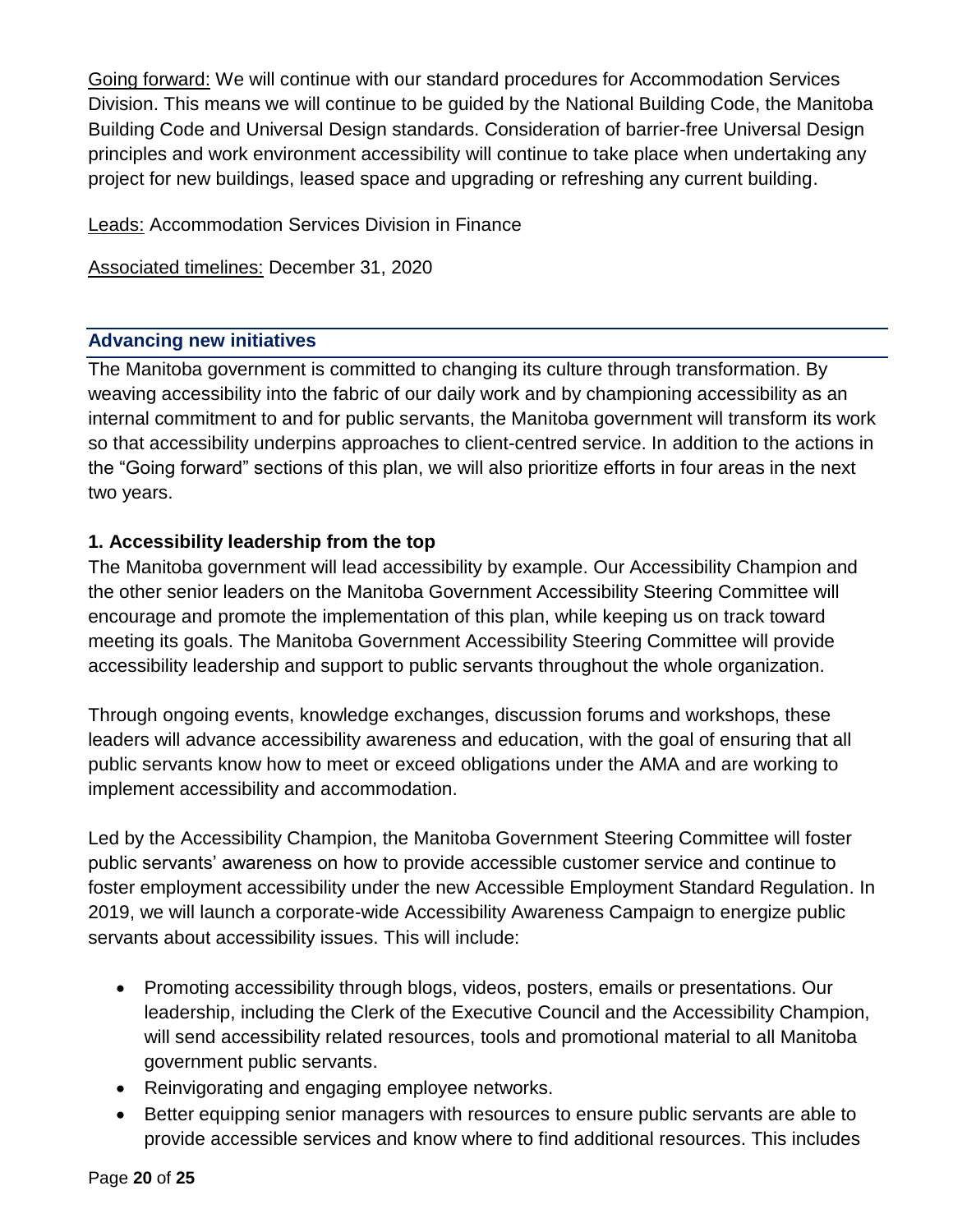Going forward: We will continue with our standard procedures for Accommodation Services Division. This means we will continue to be guided by the National Building Code, the Manitoba Building Code and Universal Design standards. Consideration of barrier-free Universal Design principles and work environment accessibility will continue to take place when undertaking any project for new buildings, leased space and upgrading or refreshing any current building.

Leads: Accommodation Services Division in Finance

Associated timelines: December 31, 2020

## Advancing new initiatives

The Manitoba government is committed to changing its culture through transformation. By weaving accessibility into the fabric of our daily work and by championing accessibility as an internal commitment to and for public servants, the Manitoba government will transform its work so that accessibility underpins approaches to client-centred service. In addition to the actions in the "Going forward" sections of this plan, we will also prioritize efforts in four areas in the next two years.

### 1. Accessibility leadership from the top

The Manitoba government will lead accessibility by example. Our Accessibility Champion and the other senior leaders on the Manitoba Government Accessibility Steering Committee will encourage and promote the implementation of this plan, while keeping us on track toward meeting its goals. The Manitoba Government Accessibility Steering Committee will provide accessibility leadership and support to public servants throughout the whole organization.

Through ongoing events, knowledge exchanges, discussion forums and workshops, these leaders will advance accessibility awareness and education, with the goal of ensuring that all public servants know how to meet or exceed obligations under the AMA and are working to implement accessibility and accommodation.

Led by the Accessibility Champion, the Manitoba Government Steering Committee will foster public servants' awareness on how to provide accessible customer service and continue to foster employment accessibility under the new Accessible Employment Standard Regulation. In 2019, we will launch a corporate-wide Accessibility Awareness Campaign to energize public servants about accessibility issues. This will include:

- Promoting accessibility through blogs, videos, posters, emails or presentations. Our leadership, including the Clerk of the Executive Council and the Accessibility Champion, will send accessibility related resources, tools and promotional material to all Manitoba government public servants.
- Reinvigorating and engaging employee networks.
- Better equipping senior managers with resources to ensure public servants are able to provide accessible services and know where to find additional resources. This includes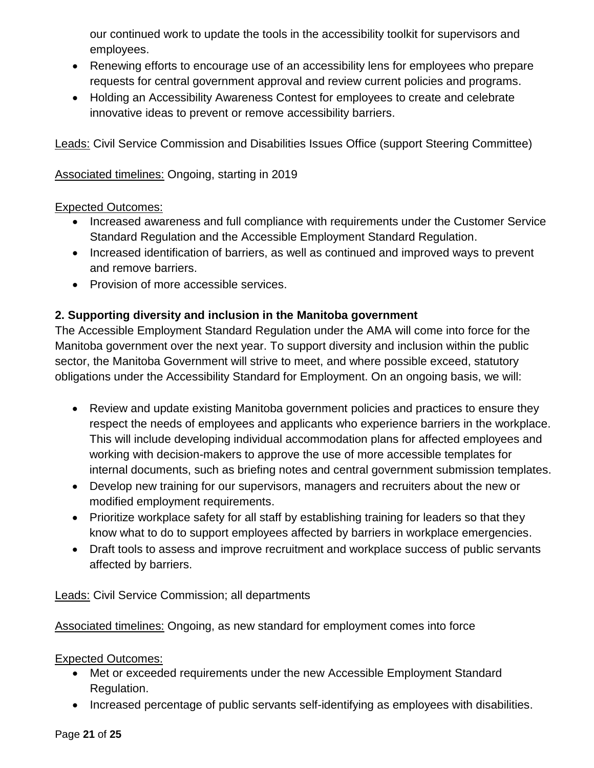our continued work to update the tools in the accessibility toolkit for supervisors and employees.

- Renewing efforts to encourage use of an accessibility lens for employees who prepare requests for central government approval and review current policies and programs.
- Holding an Accessibility Awareness Contest for employees to create and celebrate innovative ideas to prevent or remove accessibility barriers.

Leads: Civil Service Commission and Disabilities Issues Office (support Steering Committee)

Associated timelines: Ongoing, starting in 2019

Expected Outcomes:

- Increased awareness and full compliance with requirements under the Customer Service Standard Regulation and the Accessible Employment Standard Regulation.
- Increased identification of barriers, as well as continued and improved ways to prevent and remove barriers.
- Provision of more accessible services.

**2. Supporting diversity and inclusion in the Manitoba government**

The Accessible Employment Standard Regulation under the AMA will come into force for the Manitoba government over the next year. To support diversity and inclusion within the public sector, the Manitoba Government will strive to meet, and where possible exceed, statutory obligations under the Accessibility Standard for Employment. On an ongoing basis, we will:

- Review and update existing Manitoba government policies and practices to ensure they respect the needs of employees and applicants who experience barriers in the workplace. This will include developing individual accommodation plans for affected employees and working with decision-makers to approve the use of more accessible templates for internal documents, such as briefing notes and central government submission templates.
- Develop new training for our supervisors, managers and recruiters about the new or modified employment requirements.
- Prioritize workplace safety for all staff by establishing training for leaders so that they know what to do to support employees affected by barriers in workplace emergencies.
- Draft tools to assess and improve recruitment and workplace success of public servants affected by barriers.

Leads: Civil Service Commission; all departments

Associated timelines: Ongoing, as new standard for employment comes into force

Expected Outcomes:

- Met or exceeded requirements under the new Accessible Employment Standard Regulation.
- Increased percentage of public servants self-identifying as employees with disabilities.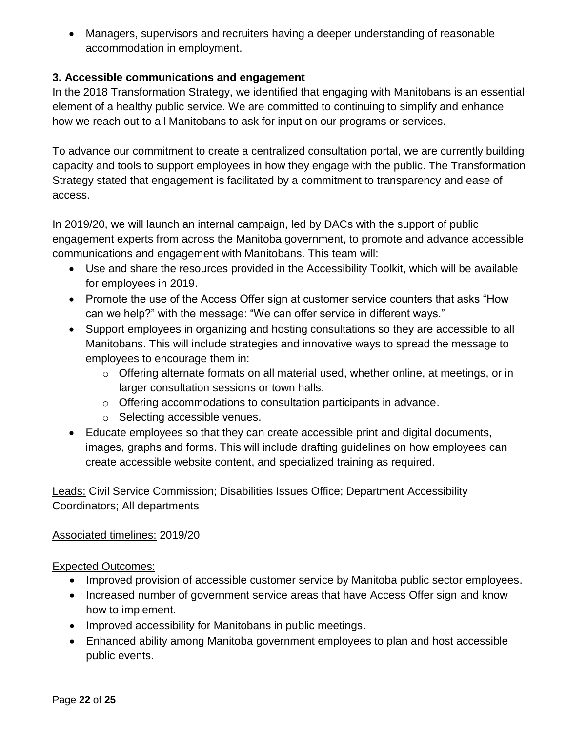- Managers, supervisors and recruiters having a deeper understanding of reasonable accommodation in employment.

### 3. Accessible communications and engagement

In the 2018 Transformation Strategy, we identified that engaging with Manitobans is an essential element of a healthy public service. We are committed to continuing to simplify and enhance how we reach out to all Manitobans to ask for input on our programs or services.

To advance our commitment to create a centralized consultation portal, we are currently building capacity and tools to support employees in how they engage with the public. The Transformation Strategy stated that engagement is facilitated by a commitment to transparency and ease of access.

In 2019/20, we will launch an internal campaign, led by DACs with the support of public engagement experts from across the Manitoba government, to promote and advance accessible communications and engagement with Manitobans. This team will:

- Use and share the resources provided in the Accessibility Toolkit, which will be available for employees in 2019.
- Promote the use of the Access Offer sign at customer service counters that asks "How can we help?" with the message: "We can offer service in different ways."
- Support employees in organizing and hosting consultations so they are accessible to all Manitobans. This will include strategies and innovative ways to spread the message to employees to encourage them in:
  - Offering alternate formats on all material used, whether online, at meetings, or in larger consultation sessions or town halls.
  - Offering accommodations to consultation participants in advance.
  - Selecting accessible venues.
- Educate employees so that they can create accessible print and digital documents, images, graphs and forms. This will include drafting guidelines on how employees can create accessible website content, and specialized training as required.

Leads: Civil Service Commission; Disabilities Issues Office; Department Accessibility Coordinators; All departments

Associated timelines: 2019/20

Expected Outcomes:

- Improved provision of accessible customer service by Manitoba public sector employees.
- Increased number of government service areas that have Access Offer sign and know how to implement.
- Improved accessibility for Manitobans in public meetings.
- Enhanced ability among Manitoba government employees to plan and host accessible public events.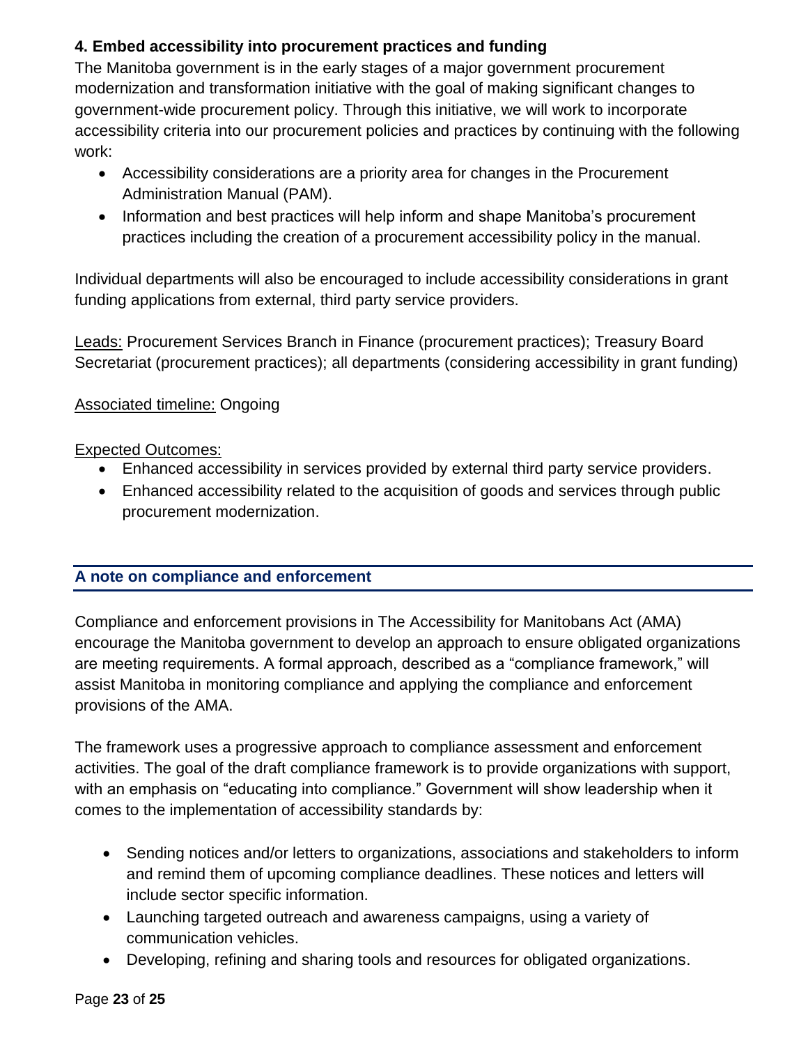### 4. Embed accessibility into procurement practices and funding

The Manitoba government is in the early stages of a major government procurement modernization and transformation initiative with the goal of making significant changes to government-wide procurement policy. Through this initiative, we will work to incorporate accessibility criteria into our procurement policies and practices by continuing with the following work:

- Accessibility considerations are a priority area for changes in the Procurement Administration Manual (PAM).
- Information and best practices will help inform and shape Manitoba's procurement practices including the creation of a procurement accessibility policy in the manual.

Individual departments will also be encouraged to include accessibility considerations in grant funding applications from external, third party service providers.

Leads: Procurement Services Branch in Finance (procurement practices); Treasury Board Secretariat (procurement practices); all departments (considering accessibility in grant funding)

Associated timeline: Ongoing

Expected Outcomes:

- Enhanced accessibility in services provided by external third party service providers.
- Enhanced accessibility related to the acquisition of goods and services through public procurement modernization.

## A note on compliance and enforcement

Compliance and enforcement provisions in The Accessibility for Manitobans Act (AMA) encourage the Manitoba government to develop an approach to ensure obligated organizations are meeting requirements. A formal approach, described as a "compliance framework," will assist Manitoba in monitoring compliance and applying the compliance and enforcement provisions of the AMA.

The framework uses a progressive approach to compliance assessment and enforcement activities. The goal of the draft compliance framework is to provide organizations with support, with an emphasis on "educating into compliance." Government will show leadership when it comes to the implementation of accessibility standards by:

- Sending notices and/or letters to organizations, associations and stakeholders to inform and remind them of upcoming compliance deadlines. These notices and letters will include sector specific information.
- Launching targeted outreach and awareness campaigns, using a variety of communication vehicles.
- Developing, refining and sharing tools and resources for obligated organizations.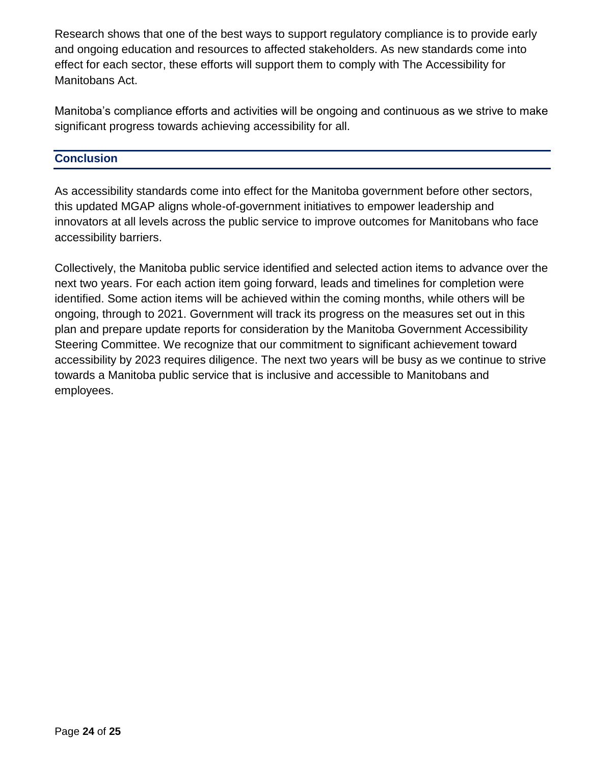Research shows that one of the best ways to support regulatory compliance is to provide early and ongoing education and resources to affected stakeholders. As new standards come into effect for each sector, these efforts will support them to comply with The Accessibility for Manitobans Act.

Manitoba's compliance efforts and activities will be ongoing and continuous as we strive to make significant progress towards achieving accessibility for all.

## Conclusion

As accessibility standards come into effect for the Manitoba government before other sectors, this updated MGAP aligns whole-of-government initiatives to empower leadership and innovators at all levels across the public service to improve outcomes for Manitobans who face accessibility barriers.

Collectively, the Manitoba public service identified and selected action items to advance over the next two years. For each action item going forward, leads and timelines for completion were identified. Some action items will be achieved within the coming months, while others will be ongoing, through to 2021. Government will track its progress on the measures set out in this plan and prepare update reports for consideration by the Manitoba Government Accessibility Steering Committee. We recognize that our commitment to significant achievement toward accessibility by 2023 requires diligence. The next two years will be busy as we continue to strive towards a Manitoba public service that is inclusive and accessible to Manitobans and employees.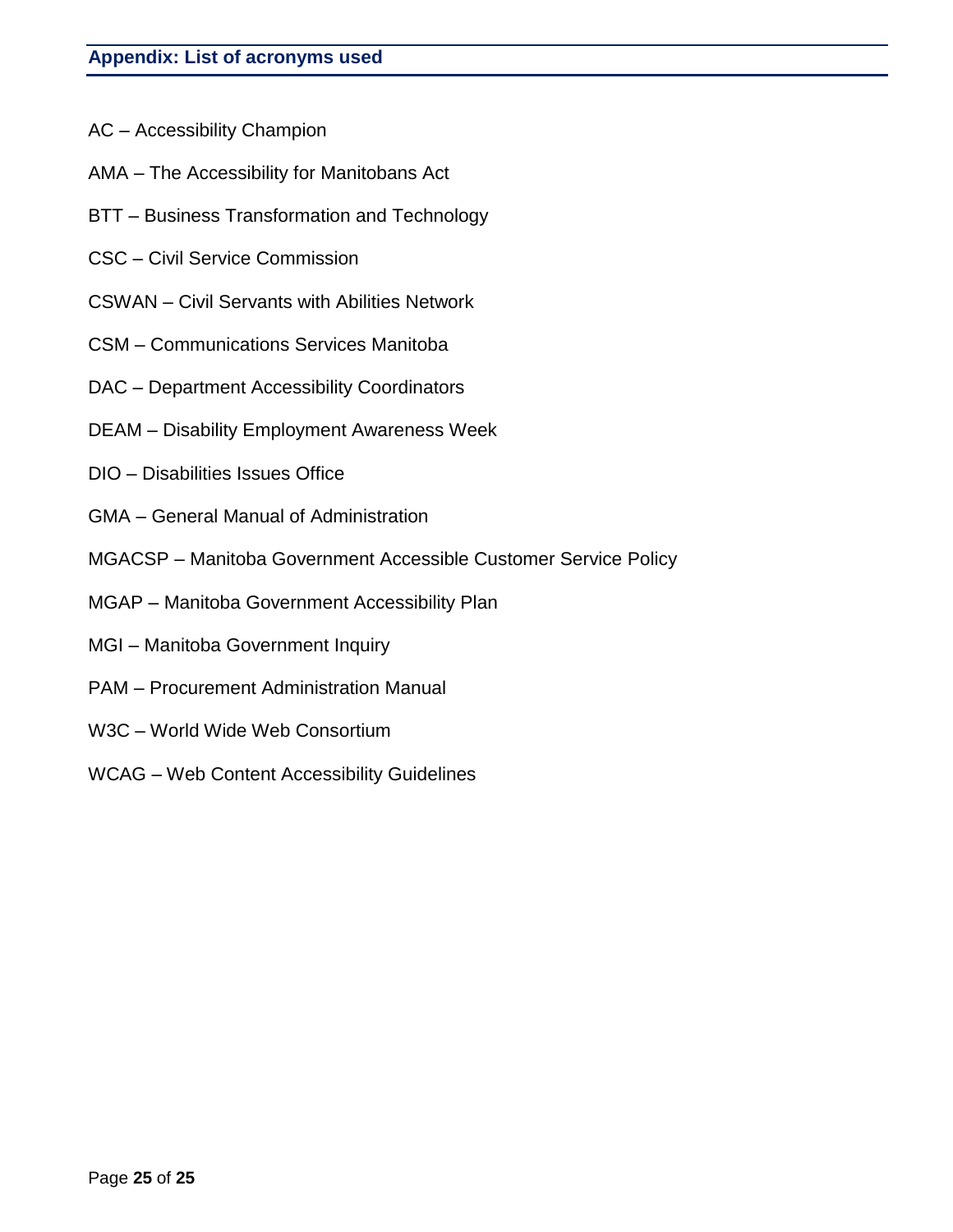## Appendix: List of acronyms used

AC – Accessibility Champion

AMA – The Accessibility for Manitobans Act

BTT – Business Transformation and Technology

CSC – Civil Service Commission

CSWAN – Civil Servants with Abilities Network

CSM – Communications Services Manitoba

DAC – Department Accessibility Coordinators

DEAM – Disability Employment Awareness Week

DIO – Disabilities Issues Office

GMA – General Manual of Administration

MGACSP – Manitoba Government Accessible Customer Service Policy

MGAP – Manitoba Government Accessibility Plan

MGI – Manitoba Government Inquiry

PAM – Procurement Administration Manual

W3C – World Wide Web Consortium

WCAG – Web Content Accessibility Guidelines